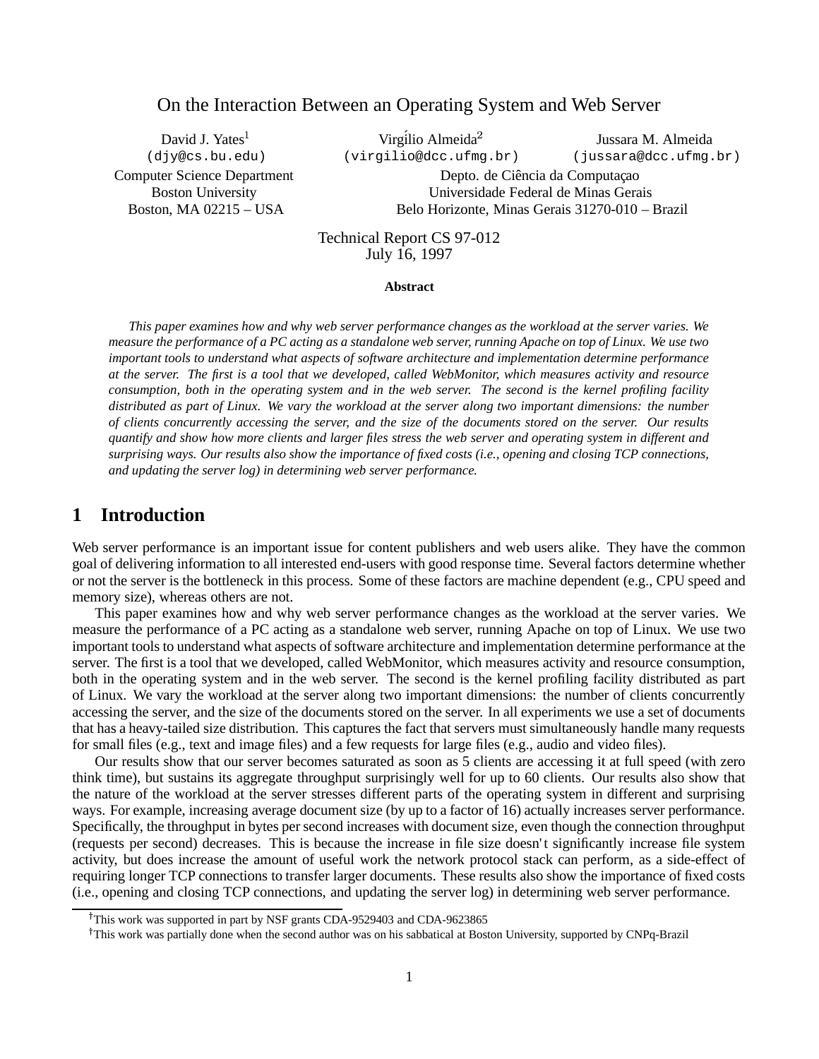# On the Interaction Between an Operating System and Web Server

David J. Yates[1]
(djy@cs.bu.edu)
Computer Science Department
Boston University
Boston, MA 02215 – USA

Virgílio Almeida[2]
(virgilio@dcc.ufmg.br)

Jussara M. Almeida
(jussara@dcc.ufmg.br)

Depto. de Ciência da Computaçao
Universidade Federal de Minas Gerais
Belo Horizonte, Minas Gerais 31270-010 – Brazil

Technical Report CS 97-012
July 16, 1997

**Abstract**

*This paper examines how and why web server performance changes as the workload at the server varies. We measure the performance of a PC acting as a standalone web server, running Apache on top of Linux. We use two important tools to understand what aspects of software architecture and implementation determine performance at the server. The first is a tool that we developed, called WebMonitor, which measures activity and resource consumption, both in the operating system and in the web server. The second is the kernel profiling facility distributed as part of Linux. We vary the workload at the server along two important dimensions: the number of clients concurrently accessing the server, and the size of the documents stored on the server. Our results quantify and show how more clients and larger files stress the web server and operating system in different and surprising ways. Our results also show the importance of fixed costs (i.e., opening and closing TCP connections, and updating the server log) in determining web server performance.*

## 1 Introduction

Web server performance is an important issue for content publishers and web users alike. They have the common goal of delivering information to all interested end-users with good response time. Several factors determine whether or not the server is the bottleneck in this process. Some of these factors are machine dependent (e.g., CPU speed and memory size), whereas others are not.

This paper examines how and why web server performance changes as the workload at the server varies. We measure the performance of a PC acting as a standalone web server, running Apache on top of Linux. We use two important tools to understand what aspects of software architecture and implementation determine performance at the server. The first is a tool that we developed, called WebMonitor, which measures activity and resource consumption, both in the operating system and in the web server. The second is the kernel profiling facility distributed as part of Linux. We vary the workload at the server along two important dimensions: the number of clients concurrently accessing the server, and the size of the documents stored on the server. In all experiments we use a set of documents that has a heavy-tailed size distribution. This captures the fact that servers must simultaneously handle many requests for small files (e.g., text and image files) and a few requests for large files (e.g., audio and video files).

Our results show that our server becomes saturated as soon as 5 clients are accessing it at full speed (with zero think time), but sustains its aggregate throughput surprisingly well for up to 60 clients. Our results also show that the nature of the workload at the server stresses different parts of the operating system in different and surprising ways. For example, increasing average document size (by up to a factor of 16) actually increases server performance. Specifically, the throughput in bytes per second increases with document size, even though the connection throughput (requests per second) decreases. This is because the increase in file size doesn't significantly increase file system activity, but does increase the amount of useful work the network protocol stack can perform, as a side-effect of requiring longer TCP connections to transfer larger documents. These results also show the importance of fixed costs (i.e., opening and closing TCP connections, and updating the server log) in determining web server performance.

[†]This work was supported in part by NSF grants CDA-9529403 and CDA-9623865

[†]This work was partially done when the second author was on his sabbatical at Boston University, supported by CNPq-Brazil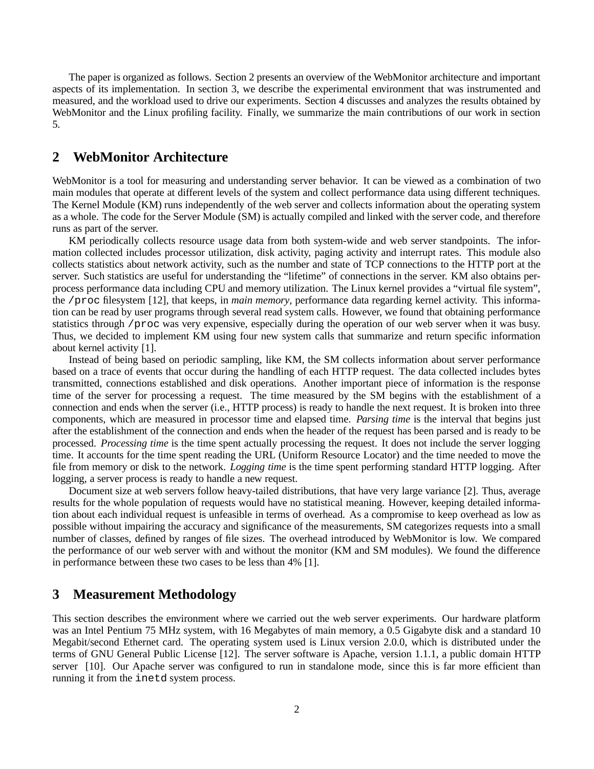The paper is organized as follows. Section 2 presents an overview of the WebMonitor architecture and important aspects of its implementation. In section 3, we describe the experimental environment that was instrumented and measured, and the workload used to drive our experiments. Section 4 discusses and analyzes the results obtained by WebMonitor and the Linux profiling facility. Finally, we summarize the main contributions of our work in section 5.

## 2 WebMonitor Architecture

WebMonitor is a tool for measuring and understanding server behavior. It can be viewed as a combination of two main modules that operate at different levels of the system and collect performance data using different techniques. The Kernel Module (KM) runs independently of the web server and collects information about the operating system as a whole. The code for the Server Module (SM) is actually compiled and linked with the server code, and therefore runs as part of the server.

KM periodically collects resource usage data from both system-wide and web server standpoints. The information collected includes processor utilization, disk activity, paging activity and interrupt rates. This module also collects statistics about network activity, such as the number and state of TCP connections to the HTTP port at the server. Such statistics are useful for understanding the "lifetime" of connections in the server. KM also obtains per-process performance data including CPU and memory utilization. The Linux kernel provides a "virtual file system", the `/proc` filesystem [12], that keeps, in *main memory*, performance data regarding kernel activity. This information can be read by user programs through several read system calls. However, we found that obtaining performance statistics through `/proc` was very expensive, especially during the operation of our web server when it was busy. Thus, we decided to implement KM using four new system calls that summarize and return specific information about kernel activity [1].

Instead of being based on periodic sampling, like KM, the SM collects information about server performance based on a trace of events that occur during the handling of each HTTP request. The data collected includes bytes transmitted, connections established and disk operations. Another important piece of information is the response time of the server for processing a request. The time measured by the SM begins with the establishment of a connection and ends when the server (i.e., HTTP process) is ready to handle the next request. It is broken into three components, which are measured in processor time and elapsed time. *Parsing time* is the interval that begins just after the establishment of the connection and ends when the header of the request has been parsed and is ready to be processed. *Processing time* is the time spent actually processing the request. It does not include the server logging time. It accounts for the time spent reading the URL (Uniform Resource Locator) and the time needed to move the file from memory or disk to the network. *Logging time* is the time spent performing standard HTTP logging. After logging, a server process is ready to handle a new request.

Document size at web servers follow heavy-tailed distributions, that have very large variance [2]. Thus, average results for the whole population of requests would have no statistical meaning. However, keeping detailed information about each individual request is unfeasible in terms of overhead. As a compromise to keep overhead as low as possible without impairing the accuracy and significance of the measurements, SM categorizes requests into a small number of classes, defined by ranges of file sizes. The overhead introduced by WebMonitor is low. We compared the performance of our web server with and without the monitor (KM and SM modules). We found the difference in performance between these two cases to be less than 4% [1].

## 3 Measurement Methodology

This section describes the environment where we carried out the web server experiments. Our hardware platform was an Intel Pentium 75 MHz system, with 16 Megabytes of main memory, a 0.5 Gigabyte disk and a standard 10 Megabit/second Ethernet card. The operating system used is Linux version 2.0.0, which is distributed under the terms of GNU General Public License [12]. The server software is Apache, version 1.1.1, a public domain HTTP server [10]. Our Apache server was configured to run in standalone mode, since this is far more efficient than running it from the `inetd` system process.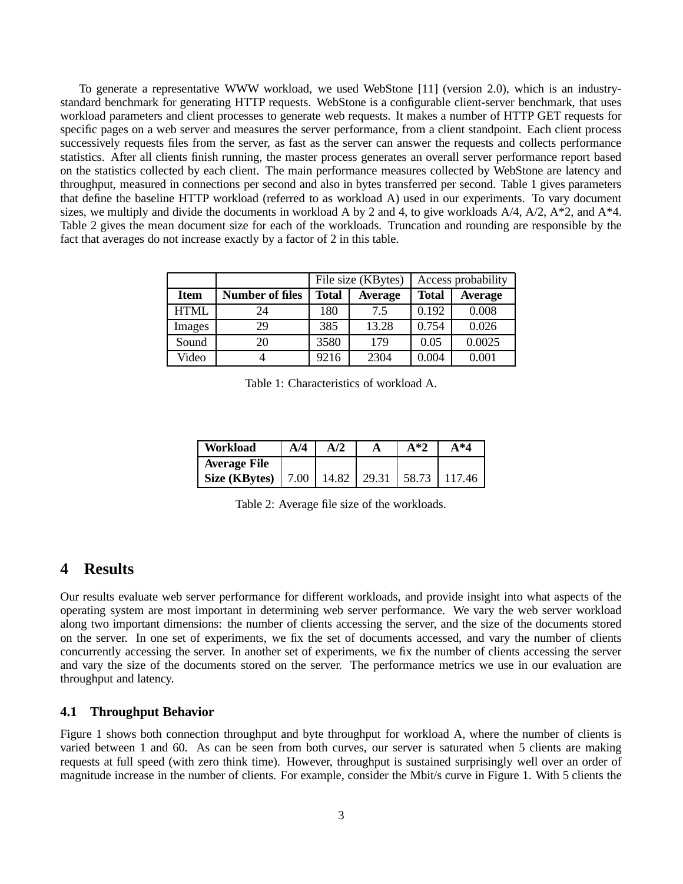To generate a representative WWW workload, we used WebStone [11] (version 2.0), which is an industry-standard benchmark for generating HTTP requests. WebStone is a configurable client-server benchmark, that uses workload parameters and client processes to generate web requests. It makes a number of HTTP GET requests for specific pages on a web server and measures the server performance, from a client standpoint. Each client process successively requests files from the server, as fast as the server can answer the requests and collects performance statistics. After all clients finish running, the master process generates an overall server performance report based on the statistics collected by each client. The main performance measures collected by WebStone are latency and throughput, measured in connections per second and also in bytes transferred per second. Table 1 gives parameters that define the baseline HTTP workload (referred to as workload A) used in our experiments. To vary document sizes, we multiply and divide the documents in workload A by 2 and 4, to give workloads A/4, A/2, A*2, and A*4. Table 2 gives the mean document size for each of the workloads. Truncation and rounding are responsible by the fact that averages do not increase exactly by a factor of 2 in this table.

| | | File size (KBytes) | | Access probability | |
|---|---|---|---|---|---|
| **Item** | **Number of files** | **Total** | **Average** | **Total** | **Average** |
| HTML | 24 | 180 | 7.5 | 0.192 | 0.008 |
| Images | 29 | 385 | 13.28 | 0.754 | 0.026 |
| Sound | 20 | 3580 | 179 | 0.05 | 0.0025 |
| Video | 4 | 9216 | 2304 | 0.004 | 0.001 |

Table 1: Characteristics of workload A.

| **Workload** | **A/4** | **A/2** | **A** | **A*2** | **A*4** |
|---|---|---|---|---|---|
| **Average File Size (KBytes)** | 7.00 | 14.82 | 29.31 | 58.73 | 117.46 |

Table 2: Average file size of the workloads.

## 4 Results

Our results evaluate web server performance for different workloads, and provide insight into what aspects of the operating system are most important in determining web server performance. We vary the web server workload along two important dimensions: the number of clients accessing the server, and the size of the documents stored on the server. In one set of experiments, we fix the set of documents accessed, and vary the number of clients concurrently accessing the server. In another set of experiments, we fix the number of clients accessing the server and vary the size of the documents stored on the server. The performance metrics we use in our evaluation are throughput and latency.

### 4.1 Throughput Behavior

Figure 1 shows both connection throughput and byte throughput for workload A, where the number of clients is varied between 1 and 60. As can be seen from both curves, our server is saturated when 5 clients are making requests at full speed (with zero think time). However, throughput is sustained surprisingly well over an order of magnitude increase in the number of clients. For example, consider the Mbit/s curve in Figure 1. With 5 clients the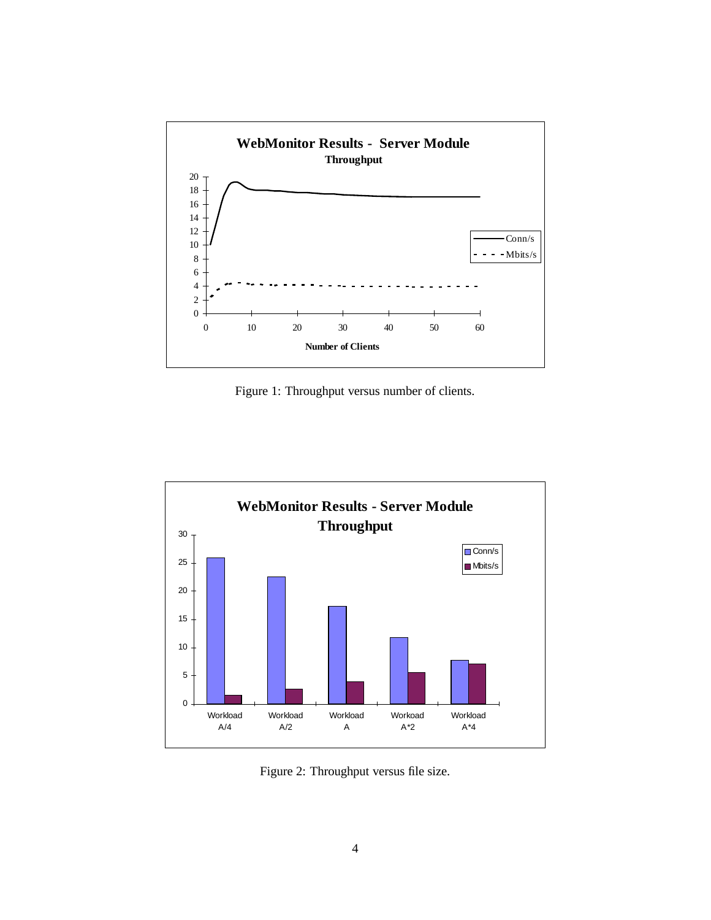Figure 1: Throughput versus number of clients.

Figure 2: Throughput versus file size.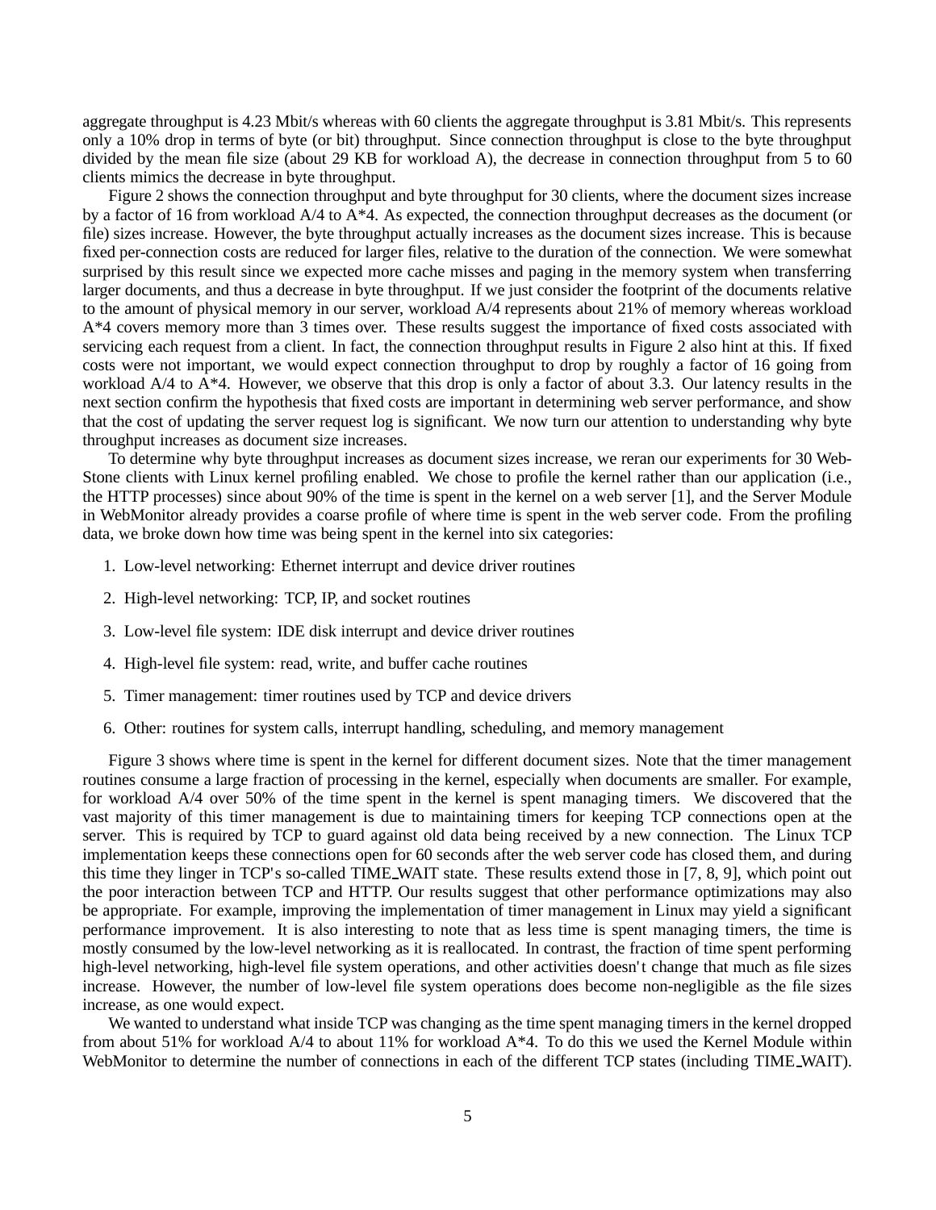aggregate throughput is 4.23 Mbit/s whereas with 60 clients the aggregate throughput is 3.81 Mbit/s. This represents only a 10% drop in terms of byte (or bit) throughput. Since connection throughput is close to the byte throughput divided by the mean file size (about 29 KB for workload A), the decrease in connection throughput from 5 to 60 clients mimics the decrease in byte throughput.

Figure 2 shows the connection throughput and byte throughput for 30 clients, where the document sizes increase by a factor of 16 from workload A/4 to A*4. As expected, the connection throughput decreases as the document (or file) sizes increase. However, the byte throughput actually increases as the document sizes increase. This is because fixed per-connection costs are reduced for larger files, relative to the duration of the connection. We were somewhat surprised by this result since we expected more cache misses and paging in the memory system when transferring larger documents, and thus a decrease in byte throughput. If we just consider the footprint of the documents relative to the amount of physical memory in our server, workload A/4 represents about 21% of memory whereas workload A*4 covers memory more than 3 times over. These results suggest the importance of fixed costs associated with servicing each request from a client. In fact, the connection throughput results in Figure 2 also hint at this. If fixed costs were not important, we would expect connection throughput to drop by roughly a factor of 16 going from workload A/4 to A*4. However, we observe that this drop is only a factor of about 3.3. Our latency results in the next section confirm the hypothesis that fixed costs are important in determining web server performance, and show that the cost of updating the server request log is significant. We now turn our attention to understanding why byte throughput increases as document size increases.

To determine why byte throughput increases as document sizes increase, we reran our experiments for 30 WebStone clients with Linux kernel profiling enabled. We chose to profile the kernel rather than our application (i.e., the HTTP processes) since about 90% of the time is spent in the kernel on a web server [1], and the Server Module in WebMonitor already provides a coarse profile of where time is spent in the web server code. From the profiling data, we broke down how time was being spent in the kernel into six categories:

1. Low-level networking: Ethernet interrupt and device driver routines
2. High-level networking: TCP, IP, and socket routines
3. Low-level file system: IDE disk interrupt and device driver routines
4. High-level file system: read, write, and buffer cache routines
5. Timer management: timer routines used by TCP and device drivers
6. Other: routines for system calls, interrupt handling, scheduling, and memory management

Figure 3 shows where time is spent in the kernel for different document sizes. Note that the timer management routines consume a large fraction of processing in the kernel, especially when documents are smaller. For example, for workload A/4 over 50% of the time spent in the kernel is spent managing timers. We discovered that the vast majority of this timer management is due to maintaining timers for keeping TCP connections open at the server. This is required by TCP to guard against old data being received by a new connection. The Linux TCP implementation keeps these connections open for 60 seconds after the web server code has closed them, and during this time they linger in TCP's so-called TIME_WAIT state. These results extend those in [7, 8, 9], which point out the poor interaction between TCP and HTTP. Our results suggest that other performance optimizations may also be appropriate. For example, improving the implementation of timer management in Linux may yield a significant performance improvement. It is also interesting to note that as less time is spent managing timers, the time is mostly consumed by the low-level networking as it is reallocated. In contrast, the fraction of time spent performing high-level networking, high-level file system operations, and other activities doesn't change that much as file sizes increase. However, the number of low-level file system operations does become non-negligible as the file sizes increase, as one would expect.

We wanted to understand what inside TCP was changing as the time spent managing timers in the kernel dropped from about 51% for workload A/4 to about 11% for workload A*4. To do this we used the Kernel Module within WebMonitor to determine the number of connections in each of the different TCP states (including TIME_WAIT).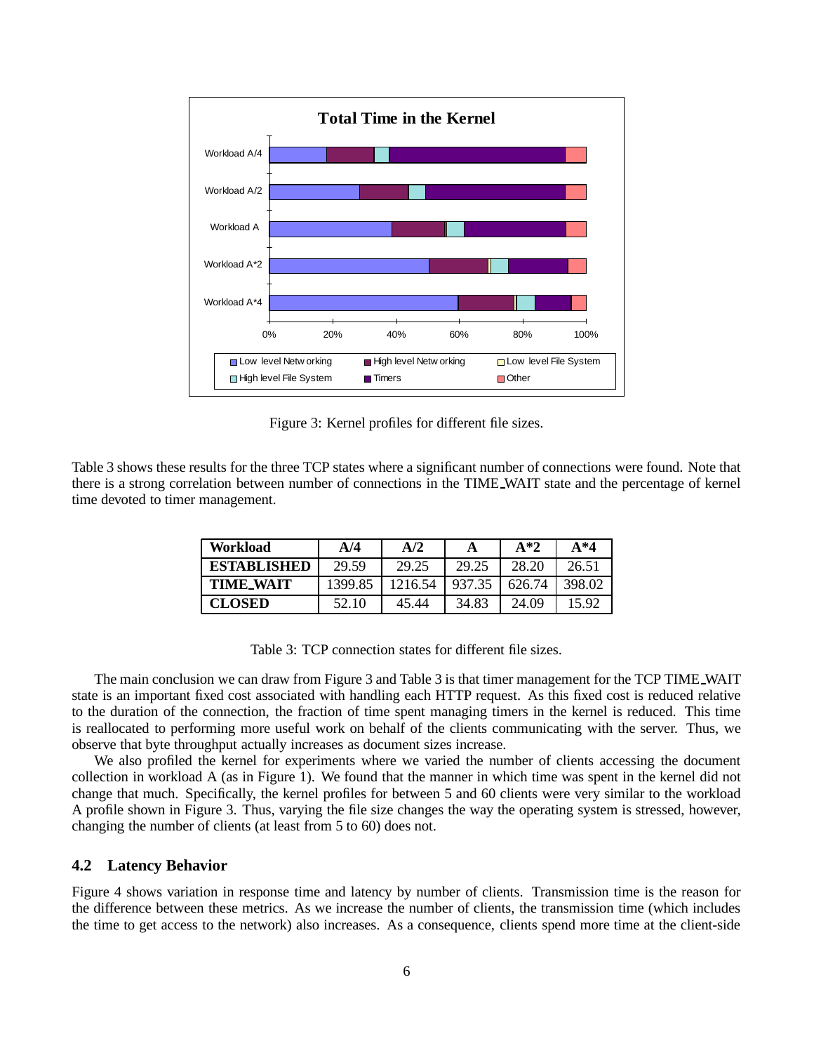Figure 3: Kernel profiles for different file sizes.

Table 3 shows these results for the three TCP states where a significant number of connections were found. Note that there is a strong correlation between number of connections in the TIME_WAIT state and the percentage of kernel time devoted to timer management.

| Workload | A/4 | A/2 | A | A*2 | A*4 |
|---|---|---|---|---|---|
| ESTABLISHED | 29.59 | 29.25 | 29.25 | 28.20 | 26.51 |
| TIME_WAIT | 1399.85 | 1216.54 | 937.35 | 626.74 | 398.02 |
| CLOSED | 52.10 | 45.44 | 34.83 | 24.09 | 15.92 |

Table 3: TCP connection states for different file sizes.

The main conclusion we can draw from Figure 3 and Table 3 is that timer management for the TCP TIME_WAIT state is an important fixed cost associated with handling each HTTP request. As this fixed cost is reduced relative to the duration of the connection, the fraction of time spent managing timers in the kernel is reduced. This time is reallocated to performing more useful work on behalf of the clients communicating with the server. Thus, we observe that byte throughput actually increases as document sizes increase.

We also profiled the kernel for experiments where we varied the number of clients accessing the document collection in workload A (as in Figure 1). We found that the manner in which time was spent in the kernel did not change that much. Specifically, the kernel profiles for between 5 and 60 clients were very similar to the workload A profile shown in Figure 3. Thus, varying the file size changes the way the operating system is stressed, however, changing the number of clients (at least from 5 to 60) does not.

## 4.2 Latency Behavior

Figure 4 shows variation in response time and latency by number of clients. Transmission time is the reason for the difference between these metrics. As we increase the number of clients, the transmission time (which includes the time to get access to the network) also increases. As a consequence, clients spend more time at the client-side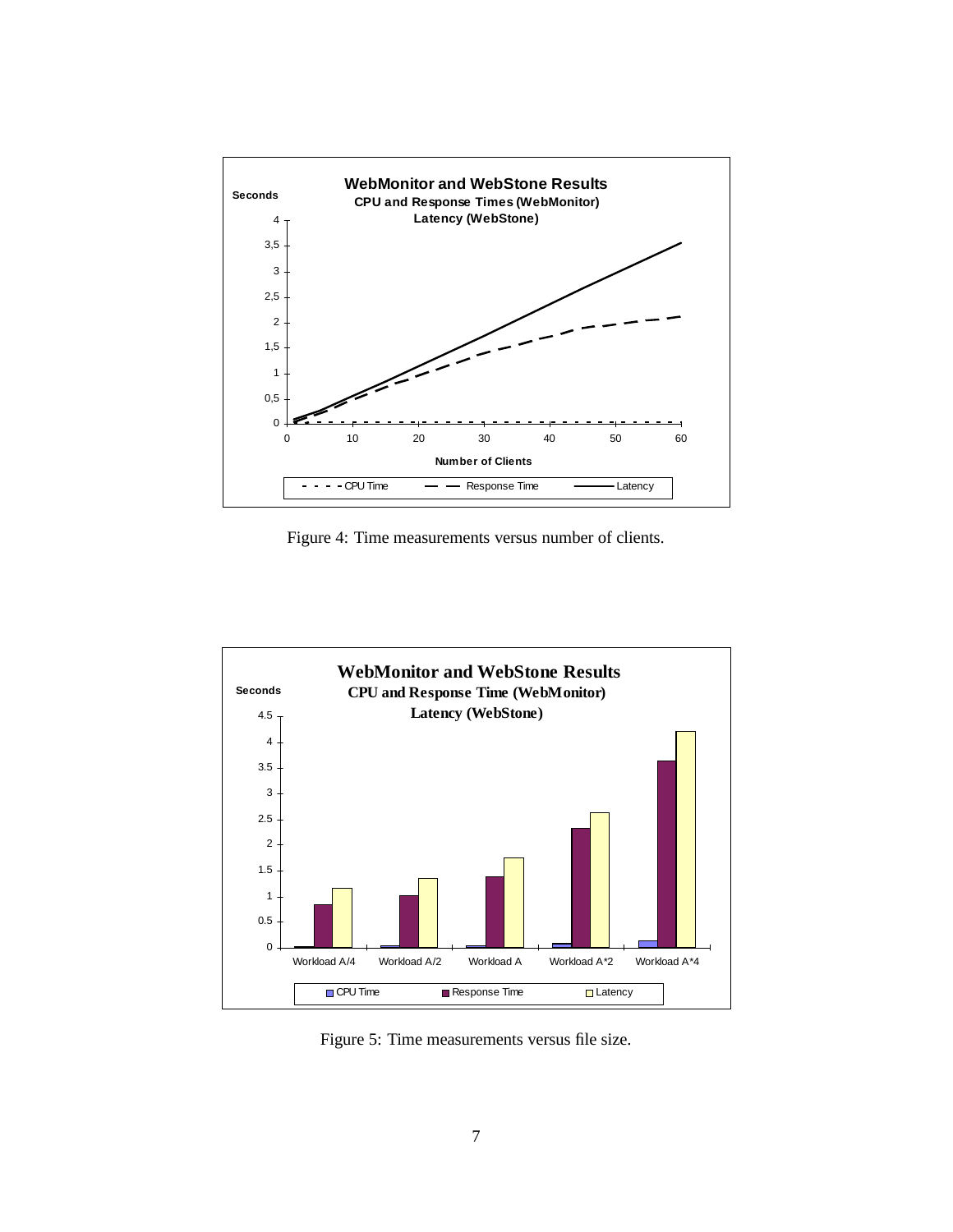Figure 4: Time measurements versus number of clients.

Figure 5: Time measurements versus file size.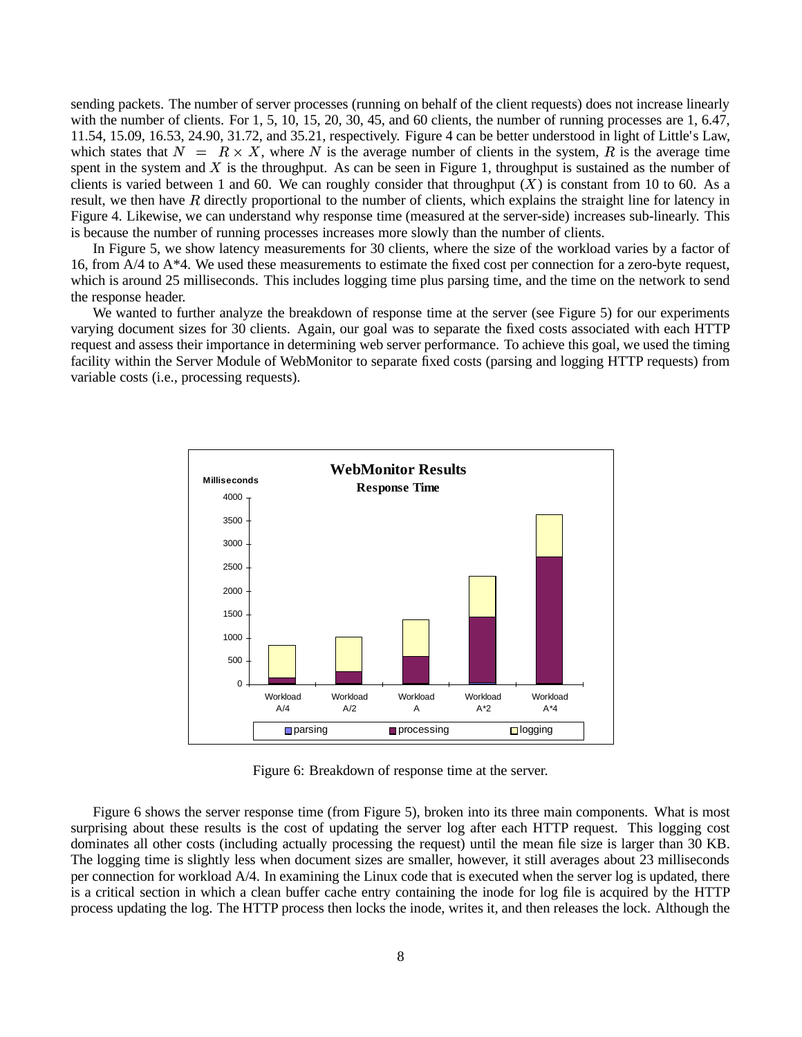sending packets. The number of server processes (running on behalf of the client requests) does not increase linearly with the number of clients. For 1, 5, 10, 15, 20, 30, 45, and 60 clients, the number of running processes are 1, 6.47, 11.54, 15.09, 16.53, 24.90, 31.72, and 35.21, respectively. Figure 4 can be better understood in light of Little's Law, which states that $N = R \times X$, where $N$ is the average number of clients in the system, $R$ is the average time spent in the system and $X$ is the throughput. As can be seen in Figure 1, throughput is sustained as the number of clients is varied between 1 and 60. We can roughly consider that throughput ($X$) is constant from 10 to 60. As a result, we then have $R$ directly proportional to the number of clients, which explains the straight line for latency in Figure 4. Likewise, we can understand why response time (measured at the server-side) increases sub-linearly. This is because the number of running processes increases more slowly than the number of clients.

In Figure 5, we show latency measurements for 30 clients, where the size of the workload varies by a factor of 16, from A/4 to A*4. We used these measurements to estimate the fixed cost per connection for a zero-byte request, which is around 25 milliseconds. This includes logging time plus parsing time, and the time on the network to send the response header.

We wanted to further analyze the breakdown of response time at the server (see Figure 5) for our experiments varying document sizes for 30 clients. Again, our goal was to separate the fixed costs associated with each HTTP request and assess their importance in determining web server performance. To achieve this goal, we used the timing facility within the Server Module of WebMonitor to separate fixed costs (parsing and logging HTTP requests) from variable costs (i.e., processing requests).

Figure 6: Breakdown of response time at the server.

Figure 6 shows the server response time (from Figure 5), broken into its three main components. What is most surprising about these results is the cost of updating the server log after each HTTP request. This logging cost dominates all other costs (including actually processing the request) until the mean file size is larger than 30 KB. The logging time is slightly less when document sizes are smaller, however, it still averages about 23 milliseconds per connection for workload A/4. In examining the Linux code that is executed when the server log is updated, there is a critical section in which a clean buffer cache entry containing the inode for log file is acquired by the HTTP process updating the log. The HTTP process then locks the inode, writes it, and then releases the lock. Although the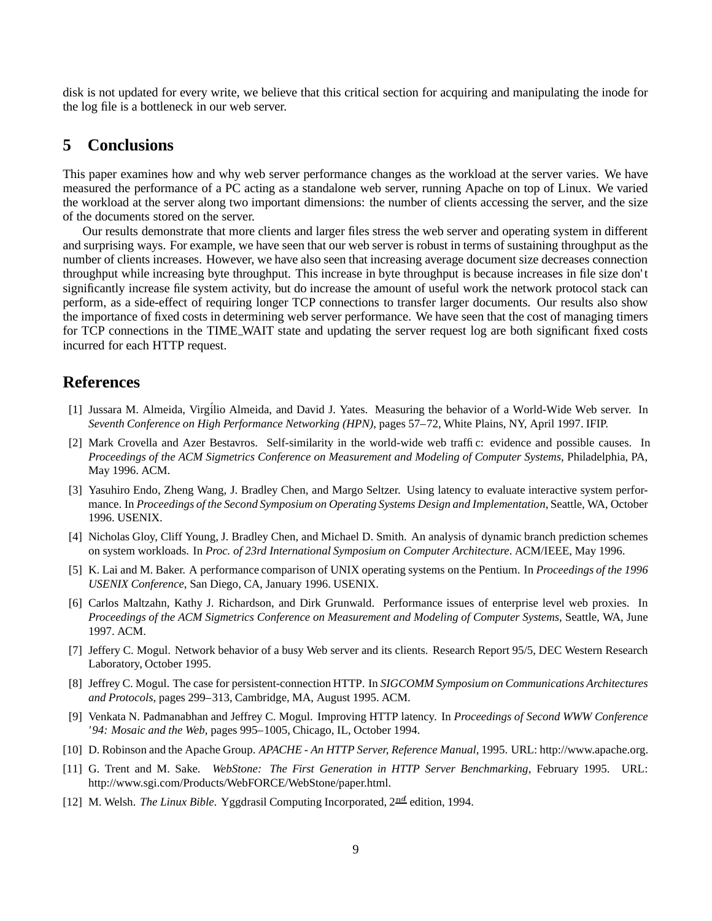disk is not updated for every write, we believe that this critical section for acquiring and manipulating the inode for the log file is a bottleneck in our web server.

## 5 Conclusions

This paper examines how and why web server performance changes as the workload at the server varies. We have measured the performance of a PC acting as a standalone web server, running Apache on top of Linux. We varied the workload at the server along two important dimensions: the number of clients accessing the server, and the size of the documents stored on the server.

Our results demonstrate that more clients and larger files stress the web server and operating system in different and surprising ways. For example, we have seen that our web server is robust in terms of sustaining throughput as the number of clients increases. However, we have also seen that increasing average document size decreases connection throughput while increasing byte throughput. This increase in byte throughput is because increases in file size don't significantly increase file system activity, but do increase the amount of useful work the network protocol stack can perform, as a side-effect of requiring longer TCP connections to transfer larger documents. Our results also show the importance of fixed costs in determining web server performance. We have seen that the cost of managing timers for TCP connections in the TIME_WAIT state and updating the server request log are both significant fixed costs incurred for each HTTP request.

## References

[1] Jussara M. Almeida, Virgílio Almeida, and David J. Yates. Measuring the behavior of a World-Wide Web server. In *Seventh Conference on High Performance Networking (HPN)*, pages 57–72, White Plains, NY, April 1997. IFIP.

[2] Mark Crovella and Azer Bestavros. Self-similarity in the world-wide web traffic: evidence and possible causes. In *Proceedings of the ACM Sigmetrics Conference on Measurement and Modeling of Computer Systems*, Philadelphia, PA, May 1996. ACM.

[3] Yasuhiro Endo, Zheng Wang, J. Bradley Chen, and Margo Seltzer. Using latency to evaluate interactive system performance. In *Proceedings of the Second Symposium on Operating Systems Design and Implementation*, Seattle, WA, October 1996. USENIX.

[4] Nicholas Gloy, Cliff Young, J. Bradley Chen, and Michael D. Smith. An analysis of dynamic branch prediction schemes on system workloads. In *Proc. of 23rd International Symposium on Computer Architecture*. ACM/IEEE, May 1996.

[5] K. Lai and M. Baker. A performance comparison of UNIX operating systems on the Pentium. In *Proceedings of the 1996 USENIX Conference*, San Diego, CA, January 1996. USENIX.

[6] Carlos Maltzahn, Kathy J. Richardson, and Dirk Grunwald. Performance issues of enterprise level web proxies. In *Proceedings of the ACM Sigmetrics Conference on Measurement and Modeling of Computer Systems*, Seattle, WA, June 1997. ACM.

[7] Jeffery C. Mogul. Network behavior of a busy Web server and its clients. Research Report 95/5, DEC Western Research Laboratory, October 1995.

[8] Jeffrey C. Mogul. The case for persistent-connection HTTP. In *SIGCOMM Symposium on Communications Architectures and Protocols*, pages 299–313, Cambridge, MA, August 1995. ACM.

[9] Venkata N. Padmanabhan and Jeffrey C. Mogul. Improving HTTP latency. In *Proceedings of Second WWW Conference '94: Mosaic and the Web*, pages 995–1005, Chicago, IL, October 1994.

[10] D. Robinson and the Apache Group. *APACHE - An HTTP Server, Reference Manual*, 1995. URL: http://www.apache.org.

[11] G. Trent and M. Sake. *WebStone: The First Generation in HTTP Server Benchmarking*, February 1995. URL: http://www.sgi.com/Products/WebFORCE/WebStone/paper.html.

[12] M. Welsh. *The Linux Bible*. Yggdrasil Computing Incorporated, $2^{nd}$ edition, 1994.